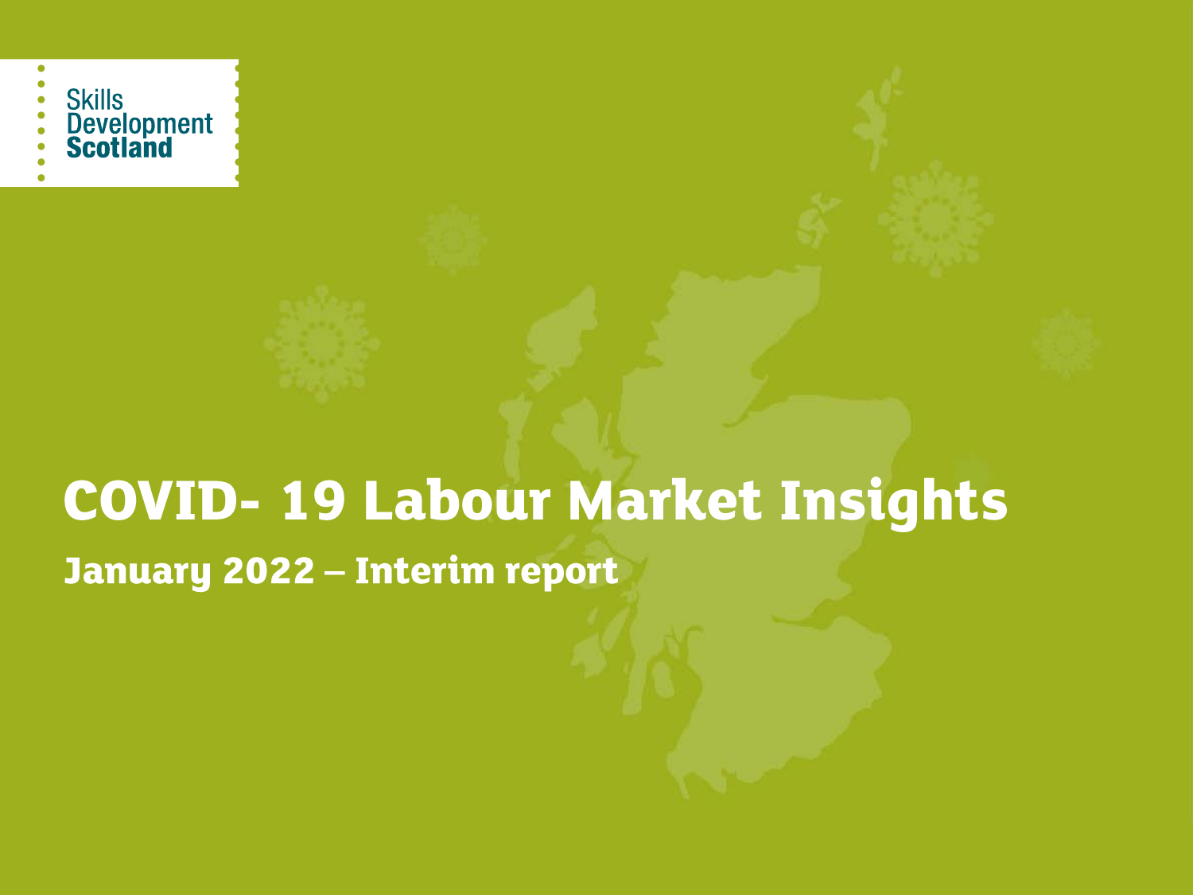Skills Development Scotland

# COVID- 19 Labour Market Insights

## January 2022 – Interim report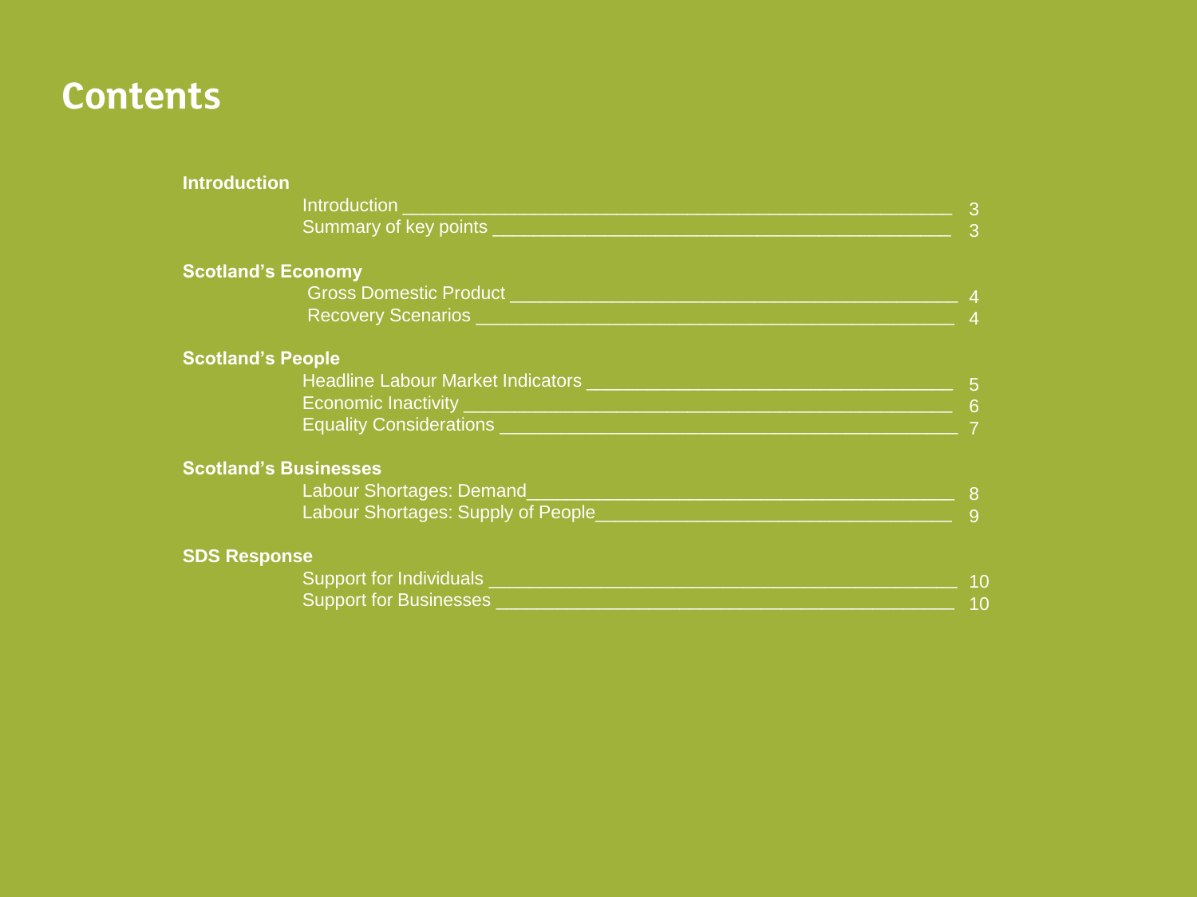# Contents

**Introduction**

- Introduction 3
- Summary of key points 3

**Scotland's Economy**

- Gross Domestic Product 4
- Recovery Scenarios 4

**Scotland's People**

- Headline Labour Market Indicators 5
- Economic Inactivity 6
- Equality Considerations 7

**Scotland's Businesses**

- Labour Shortages: Demand 8
- Labour Shortages: Supply of People 9

**SDS Response**

- Support for Individuals 10
- Support for Businesses 10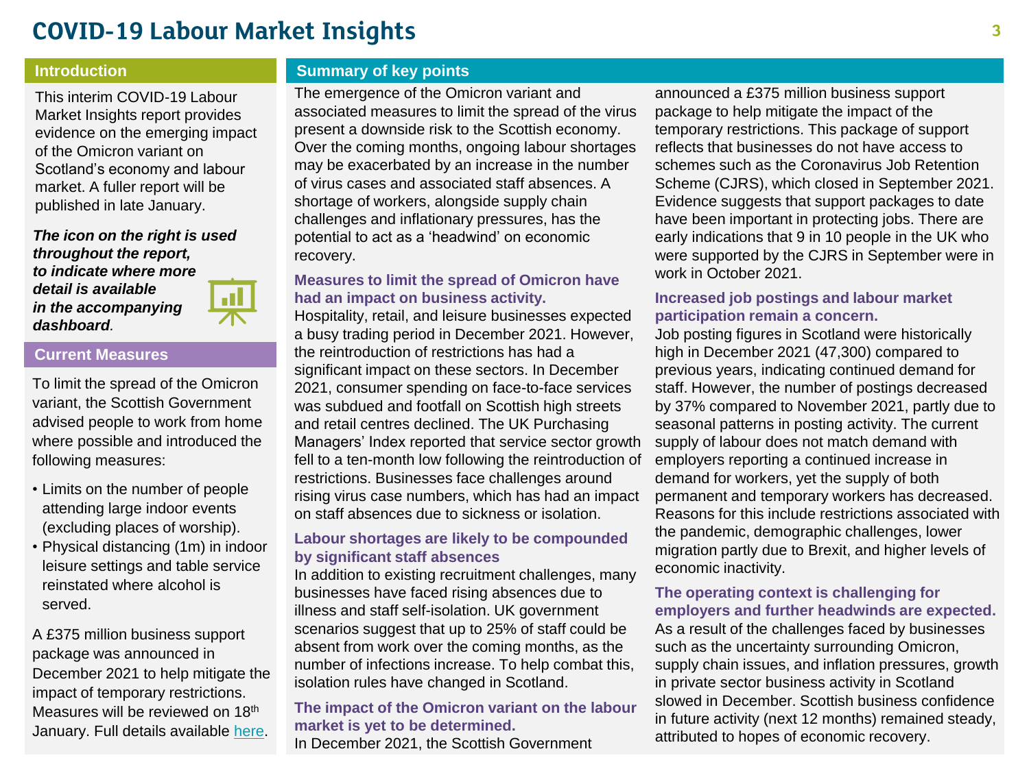# COVID-19 Labour Market Insights

## Introduction

This interim COVID-19 Labour Market Insights report provides evidence on the emerging impact of the Omicron variant on Scotland's economy and labour market. A fuller report will be published in late January.

***The icon on the right is used throughout the report, to indicate where more detail is available in the accompanying dashboard.***

## Current Measures

To limit the spread of the Omicron variant, the Scottish Government advised people to work from home where possible and introduced the following measures:

- Limits on the number of people attending large indoor events (excluding places of worship).
- Physical distancing (1m) in indoor leisure settings and table service reinstated where alcohol is served.

A £375 million business support package was announced in December 2021 to help mitigate the impact of temporary restrictions. Measures will be reviewed on 18th January. Full details available [here](here).

## Summary of key points

The emergence of the Omicron variant and associated measures to limit the spread of the virus present a downside risk to the Scottish economy. Over the coming months, ongoing labour shortages may be exacerbated by an increase in the number of virus cases and associated staff absences. A shortage of workers, alongside supply chain challenges and inflationary pressures, has the potential to act as a 'headwind' on economic recovery.

### Measures to limit the spread of Omicron have had an impact on business activity.

Hospitality, retail, and leisure businesses expected a busy trading period in December 2021. However, the reintroduction of restrictions has had a significant impact on these sectors. In December 2021, consumer spending on face-to-face services was subdued and footfall on Scottish high streets and retail centres declined. The UK Purchasing Managers' Index reported that service sector growth fell to a ten-month low following the reintroduction of restrictions. Businesses face challenges around rising virus case numbers, which has had an impact on staff absences due to sickness or isolation.

### Labour shortages are likely to be compounded by significant staff absences

In addition to existing recruitment challenges, many businesses have faced rising absences due to illness and staff self-isolation. UK government scenarios suggest that up to 25% of staff could be absent from work over the coming months, as the number of infections increase. To help combat this, isolation rules have changed in Scotland.

### The impact of the Omicron variant on the labour market is yet to be determined.

In December 2021, the Scottish Government announced a £375 million business support package to help mitigate the impact of the temporary restrictions. This package of support reflects that businesses do not have access to schemes such as the Coronavirus Job Retention Scheme (CJRS), which closed in September 2021. Evidence suggests that support packages to date have been important in protecting jobs. There are early indications that 9 in 10 people in the UK who were supported by the CJRS in September were in work in October 2021.

### Increased job postings and labour market participation remain a concern.

Job posting figures in Scotland were historically high in December 2021 (47,300) compared to previous years, indicating continued demand for staff. However, the number of postings decreased by 37% compared to November 2021, partly due to seasonal patterns in posting activity. The current supply of labour does not match demand with employers reporting a continued increase in demand for workers, yet the supply of both permanent and temporary workers has decreased. Reasons for this include restrictions associated with the pandemic, demographic challenges, lower migration partly due to Brexit, and higher levels of economic inactivity.

### The operating context is challenging for employers and further headwinds are expected.

As a result of the challenges faced by businesses such as the uncertainty surrounding Omicron, supply chain issues, and inflation pressures, growth in private sector business activity in Scotland slowed in December. Scottish business confidence in future activity (next 12 months) remained steady, attributed to hopes of economic recovery.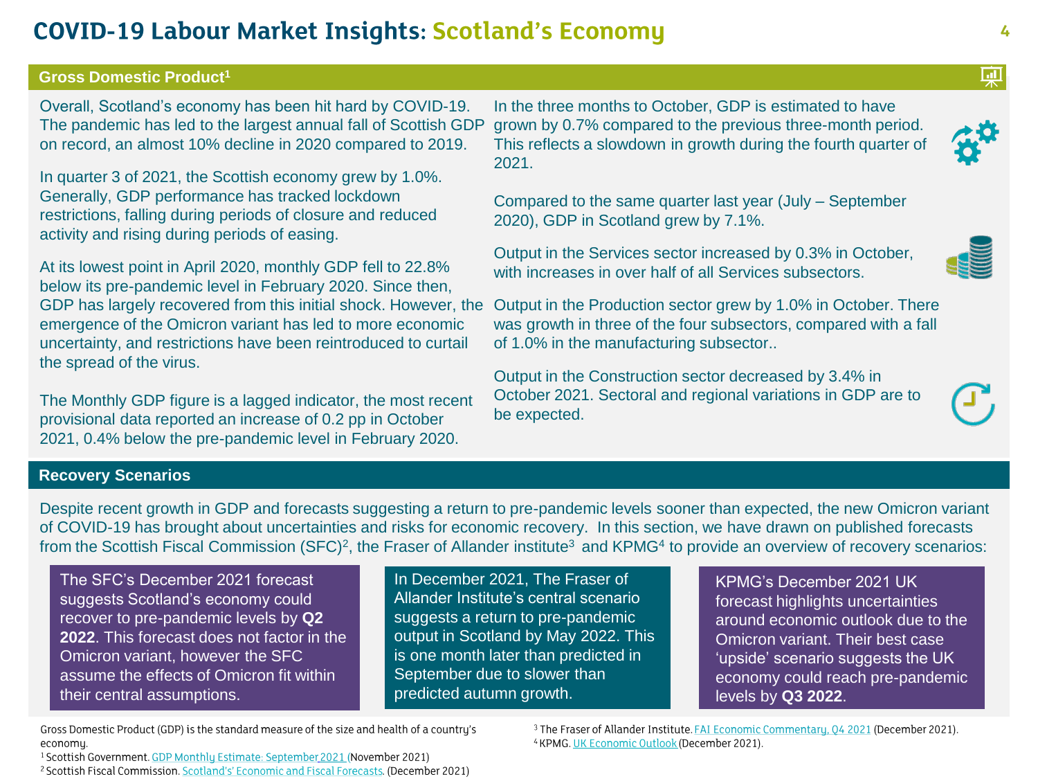# COVID-19 Labour Market Insights: Scotland's Economy

## Gross Domestic Product[1]

Overall, Scotland's economy has been hit hard by COVID-19. The pandemic has led to the largest annual fall of Scottish GDP on record, an almost 10% decline in 2020 compared to 2019.

In quarter 3 of 2021, the Scottish economy grew by 1.0%. Generally, GDP performance has tracked lockdown restrictions, falling during periods of closure and reduced activity and rising during periods of easing.

At its lowest point in April 2020, monthly GDP fell to 22.8% below its pre-pandemic level in February 2020. Since then, GDP has largely recovered from this initial shock. However, the emergence of the Omicron variant has led to more economic uncertainty, and restrictions have been reintroduced to curtail the spread of the virus.

The Monthly GDP figure is a lagged indicator, the most recent provisional data reported an increase of 0.2 pp in October 2021, 0.4% below the pre-pandemic level in February 2020.

In the three months to October, GDP is estimated to have grown by 0.7% compared to the previous three-month period. This reflects a slowdown in growth during the fourth quarter of 2021.

Compared to the same quarter last year (July – September 2020), GDP in Scotland grew by 7.1%.

Output in the Services sector increased by 0.3% in October, with increases in over half of all Services subsectors.

Output in the Production sector grew by 1.0% in October. There was growth in three of the four subsectors, compared with a fall of 1.0% in the manufacturing subsector..

Output in the Construction sector decreased by 3.4% in October 2021. Sectoral and regional variations in GDP are to be expected.

## Recovery Scenarios

Despite recent growth in GDP and forecasts suggesting a return to pre-pandemic levels sooner than expected, the new Omicron variant of COVID-19 has brought about uncertainties and risks for economic recovery. In this section, we have drawn on published forecasts from the Scottish Fiscal Commission (SFC)[2], the Fraser of Allander institute[3] and KPMG[4] to provide an overview of recovery scenarios:

The SFC's December 2021 forecast suggests Scotland's economy could recover to pre-pandemic levels by **Q2 2022**. This forecast does not factor in the Omicron variant, however the SFC assume the effects of Omicron fit within their central assumptions.

In December 2021, The Fraser of Allander Institute's central scenario suggests a return to pre-pandemic output in Scotland by May 2022. This is one month later than predicted in September due to slower than predicted autumn growth.

KPMG's December 2021 UK forecast highlights uncertainties around economic outlook due to the Omicron variant. Their best case 'upside' scenario suggests the UK economy could reach pre-pandemic levels by **Q3 2022**.

---

Gross Domestic Product (GDP) is the standard measure of the size and health of a country's economy.

[1] Scottish Government. GDP Monthly Estimate: September 2021 (November 2021)

[2] Scottish Fiscal Commission. Scotland's' Economic and Fiscal Forecasts. (December 2021)

[3] The Fraser of Allander Institute. FAI Economic Commentary, Q4 2021 (December 2021).

[4] KPMG. UK Economic Outlook (December 2021).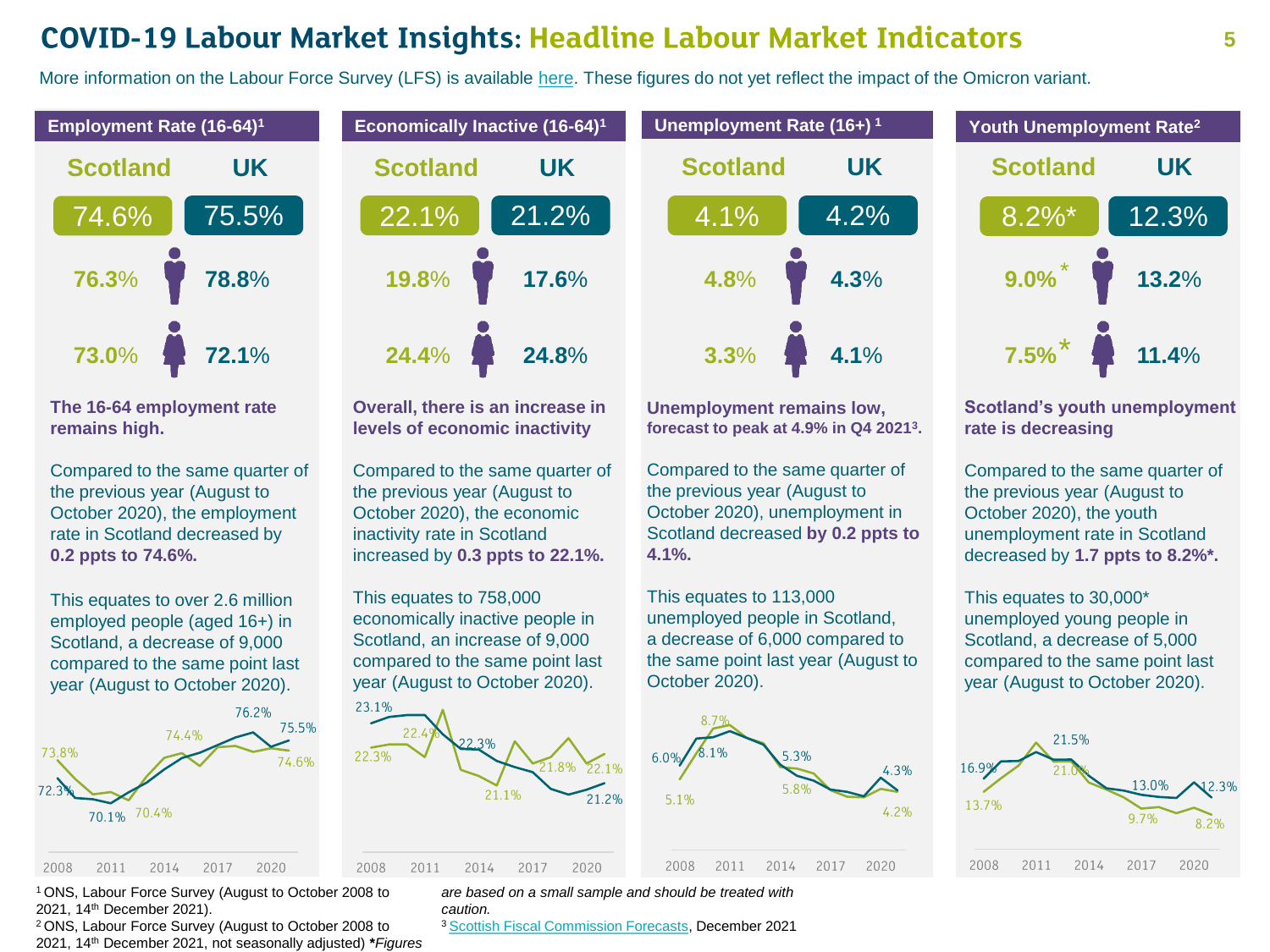# COVID-19 Labour Market Insights: Headline Labour Market Indicators

More information on the Labour Force Survey (LFS) is available here. These figures do not yet reflect the impact of the Omicron variant.

## Employment Rate (16-64)[1]

| | Scotland | UK |
|---|---|---|
| All | 74.6% | 75.5% |
| Men | 76.3% | 78.8% |
| Women | 73.0% | 72.1% |

**The 16-64 employment rate remains high.**

Compared to the same quarter of the previous year (August to October 2020), the employment rate in Scotland decreased by **0.2 ppts to 74.6%.**

This equates to over 2.6 million employed people (aged 16+) in Scotland, a decrease of 9,000 compared to the same point last year (August to October 2020).

## Economically Inactive (16-64)[1]

| | Scotland | UK |
|---|---|---|
| All | 22.1% | 21.2% |
| Men | 19.8% | 17.6% |
| Women | 24.4% | 24.8% |

**Overall, there is an increase in levels of economic inactivity**

Compared to the same quarter of the previous year (August to October 2020), the economic inactivity rate in Scotland increased by **0.3 ppts to 22.1%.**

This equates to 758,000 economically inactive people in Scotland, an increase of 9,000 compared to the same point last year (August to October 2020).

## Unemployment Rate (16+)[1]

| | Scotland | UK |
|---|---|---|
| All | 4.1% | 4.2% |
| Men | 4.8% | 4.3% |
| Women | 3.3% | 4.1% |

**Unemployment remains low, forecast to peak at 4.9% in Q4 2021[3].**

Compared to the same quarter of the previous year (August to October 2020), unemployment in Scotland decreased **by 0.2 ppts to 4.1%.**

This equates to 113,000 unemployed people in Scotland, a decrease of 6,000 compared to the same point last year (August to October 2020).

## Youth Unemployment Rate[2]

| | Scotland | UK |
|---|---|---|
| All | 8.2%* | 12.3% |
| Men | 9.0%* | 13.2% |
| Women | 7.5%* | 11.4% |

**Scotland's youth unemployment rate is decreasing**

Compared to the same quarter of the previous year (August to October 2020), the youth unemployment rate in Scotland decreased by **1.7 ppts to 8.2%*.**

This equates to 30,000* unemployed young people in Scotland, a decrease of 5,000 compared to the same point last year (August to October 2020).

[1] ONS, Labour Force Survey (August to October 2008 to 2021, 14th December 2021).
[2] ONS, Labour Force Survey (August to October 2008 to 2021, 14th December 2021, not seasonally adjusted) **\****Figures are based on a small sample and should be treated with caution.*
[3] Scottish Fiscal Commission Forecasts, December 2021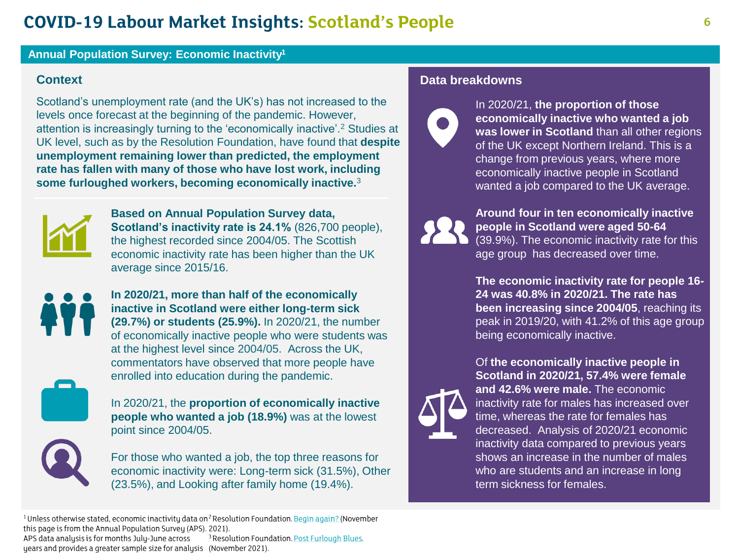# COVID-19 Labour Market Insights: Scotland's People

## Annual Population Survey: Economic Inactivity[1]

### Context

Scotland's unemployment rate (and the UK's) has not increased to the levels once forecast at the beginning of the pandemic. However, attention is increasingly turning to the 'economically inactive'.[2] Studies at UK level, such as by the Resolution Foundation, have found that **despite unemployment remaining lower than predicted, the employment rate has fallen with many of those who have lost work, including some furloughed workers, becoming economically inactive.**[3]

**Based on Annual Population Survey data, Scotland's inactivity rate is 24.1%** (826,700 people), the highest recorded since 2004/05. The Scottish economic inactivity rate has been higher than the UK average since 2015/16.

**In 2020/21, more than half of the economically inactive in Scotland were either long-term sick (29.7%) or students (25.9%).** In 2020/21, the number of economically inactive people who were students was at the highest level since 2004/05. Across the UK, commentators have observed that more people have enrolled into education during the pandemic.

In 2020/21, the **proportion of economically inactive people who wanted a job (18.9%)** was at the lowest point since 2004/05.

For those who wanted a job, the top three reasons for economic inactivity were: Long-term sick (31.5%), Other (23.5%), and Looking after family home (19.4%).

### Data breakdowns

In 2020/21, **the proportion of those economically inactive who wanted a job was lower in Scotland** than all other regions of the UK except Northern Ireland. This is a change from previous years, where more economically inactive people in Scotland wanted a job compared to the UK average.

**Around four in ten economically inactive people in Scotland were aged 50-64** (39.9%). The economic inactivity rate for this age group has decreased over time.

**The economic inactivity rate for people 16-24 was 40.8% in 2020/21. The rate has been increasing since 2004/05**, reaching its peak in 2019/20, with 41.2% of this age group being economically inactive.

Of **the economically inactive people in Scotland in 2020/21, 57.4% were female and 42.6% were male.** The economic inactivity rate for males has increased over time, whereas the rate for females has decreased. Analysis of 2020/21 economic inactivity data compared to previous years shows an increase in the number of males who are students and an increase in long term sickness for females.

---

[1] Unless otherwise stated, economic inactivity data on this page is from the Annual Population Survey (APS). APS data analysis is for months July-June across years and provides a greater sample size for analysis

[2] Resolution Foundation. Begin again? (November 2021).

[3] Resolution Foundation. Post Furlough Blues. (November 2021).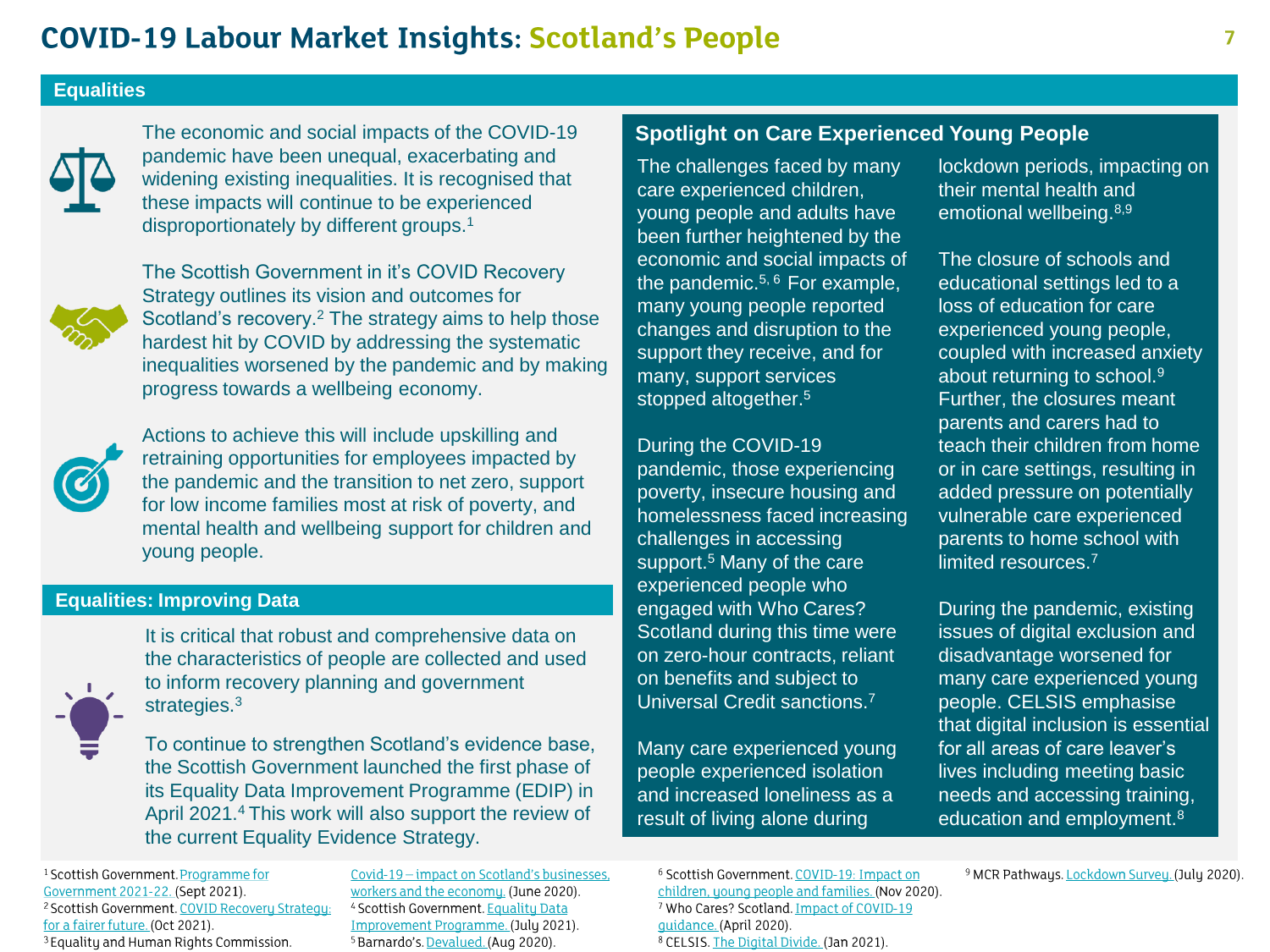# COVID-19 Labour Market Insights: Scotland's People

## Equalities

The economic and social impacts of the COVID-19 pandemic have been unequal, exacerbating and widening existing inequalities. It is recognised that these impacts will continue to be experienced disproportionately by different groups.[1]

The Scottish Government in it's COVID Recovery Strategy outlines its vision and outcomes for Scotland's recovery.[2] The strategy aims to help those hardest hit by COVID by addressing the systematic inequalities worsened by the pandemic and by making progress towards a wellbeing economy.

Actions to achieve this will include upskilling and retraining opportunities for employees impacted by the pandemic and the transition to net zero, support for low income families most at risk of poverty, and mental health and wellbeing support for children and young people.

## Equalities: Improving Data

It is critical that robust and comprehensive data on the characteristics of people are collected and used to inform recovery planning and government strategies.[3]

To continue to strengthen Scotland's evidence base, the Scottish Government launched the first phase of its Equality Data Improvement Programme (EDIP) in April 2021.[4] This work will also support the review of the current Equality Evidence Strategy.

## Spotlight on Care Experienced Young People

The challenges faced by many care experienced children, young people and adults have been further heightened by the economic and social impacts of the pandemic.[5, 6] For example, many young people reported changes and disruption to the support they receive, and for many, support services stopped altogether.[5]

During the COVID-19 pandemic, those experiencing poverty, insecure housing and homelessness faced increasing challenges in accessing support.[5] Many of the care experienced people who engaged with Who Cares? Scotland during this time were on zero-hour contracts, reliant on benefits and subject to Universal Credit sanctions.[7]

Many care experienced young people experienced isolation and increased loneliness as a result of living alone during lockdown periods, impacting on their mental health and emotional wellbeing.[8,9]

The closure of schools and educational settings led to a loss of education for care experienced young people, coupled with increased anxiety about returning to school.[9] Further, the closures meant parents and carers had to teach their children from home or in care settings, resulting in added pressure on potentially vulnerable care experienced parents to home school with limited resources.[7]

During the pandemic, existing issues of digital exclusion and disadvantage worsened for many care experienced young people. CELSIS emphasise that digital inclusion is essential for all areas of care leaver's lives including meeting basic needs and accessing training, education and employment.[8]

---

[1] Scottish Government. Programme for Government 2021-22. (Sept 2021).
[2] Scottish Government. COVID Recovery Strategy: for a fairer future. (Oct 2021).
[3] Equality and Human Rights Commission. Covid-19 – impact on Scotland's businesses, workers and the economy. (June 2020).
[4] Scottish Government. Equality Data Improvement Programme. (July 2021).
[5] Barnardo's. Devalued. (Aug 2020).
[6] Scottish Government. COVID-19: Impact on children, young people and families. (Nov 2020).
[7] Who Cares? Scotland. Impact of COVID-19 guidance. (April 2020).
[8] CELSIS. The Digital Divide. (Jan 2021).
[9] MCR Pathways. Lockdown Survey. (July 2020).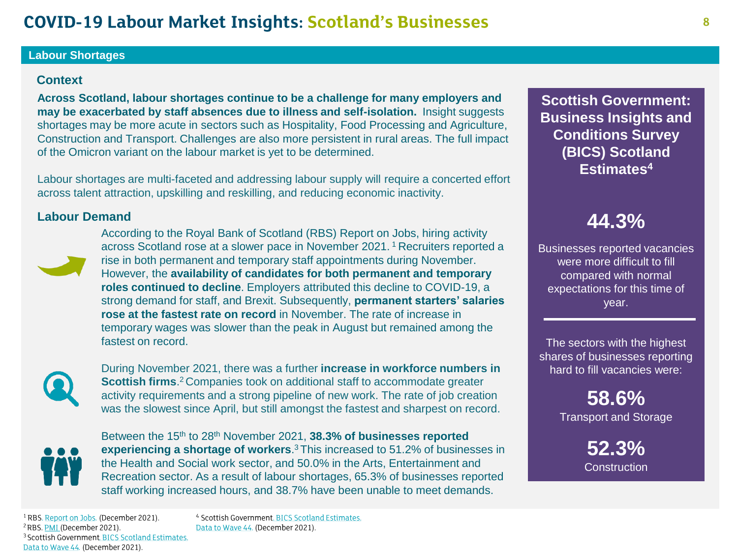# COVID-19 Labour Market Insights: Scotland's Businesses

## Labour Shortages

### Context

**Across Scotland, labour shortages continue to be a challenge for many employers and may be exacerbated by staff absences due to illness and self-isolation.** Insight suggests shortages may be more acute in sectors such as Hospitality, Food Processing and Agriculture, Construction and Transport. Challenges are also more persistent in rural areas. The full impact of the Omicron variant on the labour market is yet to be determined.

Labour shortages are multi-faceted and addressing labour supply will require a concerted effort across talent attraction, upskilling and reskilling, and reducing economic inactivity.

### Labour Demand

According to the Royal Bank of Scotland (RBS) Report on Jobs, hiring activity across Scotland rose at a slower pace in November 2021.[1] Recruiters reported a rise in both permanent and temporary staff appointments during November. However, the **availability of candidates for both permanent and temporary roles continued to decline**. Employers attributed this decline to COVID-19, a strong demand for staff, and Brexit. Subsequently, **permanent starters' salaries rose at the fastest rate on record** in November. The rate of increase in temporary wages was slower than the peak in August but remained among the fastest on record.

During November 2021, there was a further **increase in workforce numbers in Scottish firms**.[2] Companies took on additional staff to accommodate greater activity requirements and a strong pipeline of new work. The rate of job creation was the slowest since April, but still amongst the fastest and sharpest on record.

Between the 15th to 28th November 2021, **38.3% of businesses reported experiencing a shortage of workers**.[3] This increased to 51.2% of businesses in the Health and Social work sector, and 50.0% in the Arts, Entertainment and Recreation sector. As a result of labour shortages, 65.3% of businesses reported staff working increased hours, and 38.7% have been unable to meet demands.

### Scottish Government: Business Insights and Conditions Survey (BICS) Scotland Estimates[4]

**44.3%**

Businesses reported vacancies were more difficult to fill compared with normal expectations for this time of year.

The sectors with the highest shares of businesses reporting hard to fill vacancies were:

**58.6%**
Transport and Storage

**52.3%**
Construction

---

[1] RBS. Report on Jobs. (December 2021).
[2] RBS. PMI (December 2021).
[3] Scottish Government. BICS Scotland Estimates. Data to Wave 44. (December 2021).
[4] Scottish Government. BICS Scotland Estimates. Data to Wave 44. (December 2021).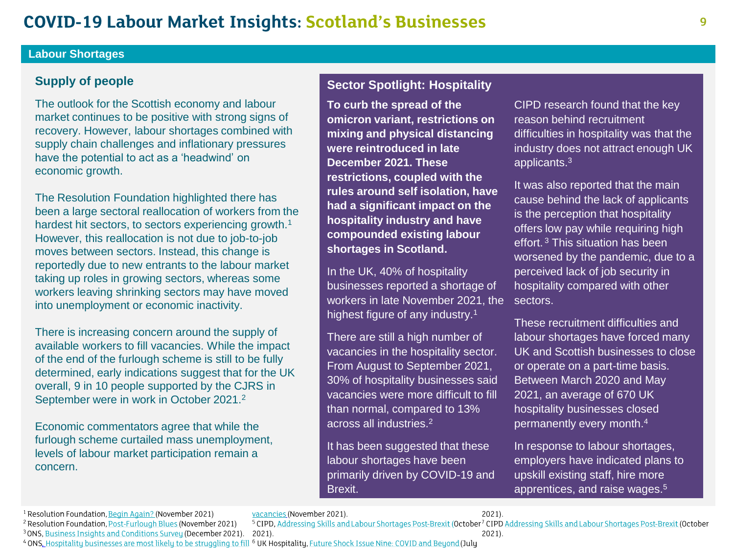## Labour Shortages

### Supply of people

The outlook for the Scottish economy and labour market continues to be positive with strong signs of recovery. However, labour shortages combined with supply chain challenges and inflationary pressures have the potential to act as a 'headwind' on economic growth.

The Resolution Foundation highlighted there has been a large sectoral reallocation of workers from the hardest hit sectors, to sectors experiencing growth.[1] However, this reallocation is not due to job-to-job moves between sectors. Instead, this change is reportedly due to new entrants to the labour market taking up roles in growing sectors, whereas some workers leaving shrinking sectors may have moved into unemployment or economic inactivity.

There is increasing concern around the supply of available workers to fill vacancies. While the impact of the end of the furlough scheme is still to be fully determined, early indications suggest that for the UK overall, 9 in 10 people supported by the CJRS in September were in work in October 2021.[2]

Economic commentators agree that while the furlough scheme curtailed mass unemployment, levels of labour market participation remain a concern.

### Sector Spotlight: Hospitality

**To curb the spread of the omicron variant, restrictions on mixing and physical distancing were reintroduced in late December 2021. These restrictions, coupled with the rules around self isolation, have had a significant impact on the hospitality industry and have compounded existing labour shortages in Scotland.**

In the UK, 40% of hospitality businesses reported a shortage of workers in late November 2021, the highest figure of any industry.[1]

There are still a high number of vacancies in the hospitality sector. From August to September 2021, 30% of hospitality businesses said vacancies were more difficult to fill than normal, compared to 13% across all industries.[2]

It has been suggested that these labour shortages have been primarily driven by COVID-19 and Brexit.

CIPD research found that the key reason behind recruitment difficulties in hospitality was that the industry does not attract enough UK applicants.[3]

It was also reported that the main cause behind the lack of applicants is the perception that hospitality offers low pay while requiring high effort.[3] This situation has been worsened by the pandemic, due to a perceived lack of job security in hospitality compared with other sectors.

These recruitment difficulties and labour shortages have forced many UK and Scottish businesses to close or operate on a part-time basis. Between March 2020 and May 2021, an average of 670 UK hospitality businesses closed permanently every month.[4]

In response to labour shortages, employers have indicated plans to upskill existing staff, hire more apprentices, and raise wages.[5]

---

[1] Resolution Foundation, Begin Again? (November 2021)
[2] Resolution Foundation, Post-Furlough Blues (November 2021)
[3] ONS, Business Insights and Conditions Survey (December 2021).
[4] ONS, Hospitality businesses are most likely to be struggling to fill vacancies (November 2021).
[5] CIPD, Addressing Skills and Labour Shortages Post-Brexit (October 2021).
[6] UK Hospitality, Future Shock Issue Nine: COVID and Beyond (July 2021).
[7] CIPD Addressing Skills and Labour Shortages Post-Brexit (October 2021).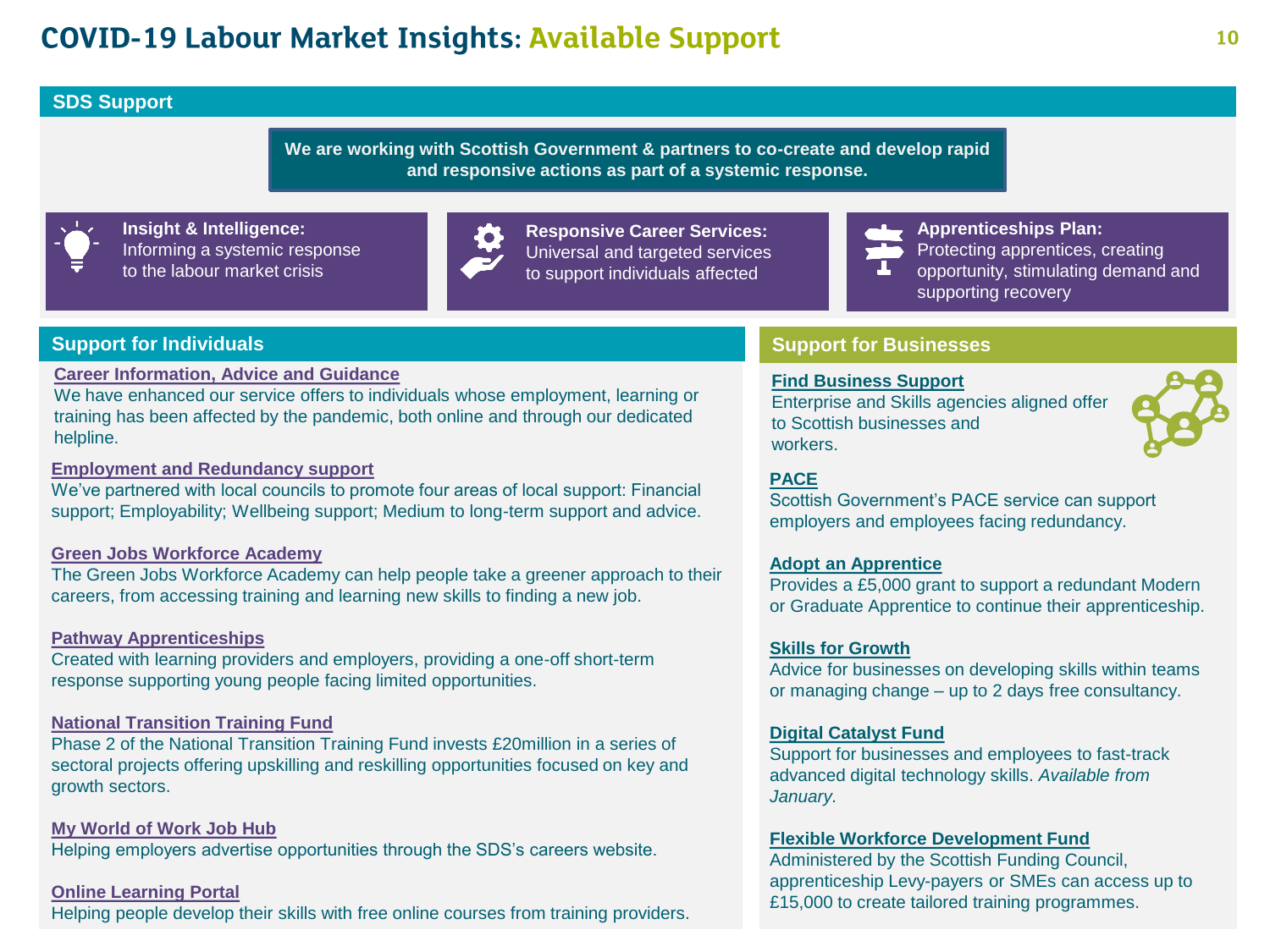# COVID-19 Labour Market Insights: Available Support

## SDS Support

**We are working with Scottish Government & partners to co-create and develop rapid and responsive actions as part of a systemic response.**

**Insight & Intelligence:**
Informing a systemic response to the labour market crisis

**Responsive Career Services:**
Universal and targeted services to support individuals affected

**Apprenticeships Plan:**
Protecting apprentices, creating opportunity, stimulating demand and supporting recovery

## Support for Individuals

**Career Information, Advice and Guidance**
We have enhanced our service offers to individuals whose employment, learning or training has been affected by the pandemic, both online and through our dedicated helpline.

**Employment and Redundancy support**
We've partnered with local councils to promote four areas of local support: Financial support; Employability; Wellbeing support; Medium to long-term support and advice.

**Green Jobs Workforce Academy**
The Green Jobs Workforce Academy can help people take a greener approach to their careers, from accessing training and learning new skills to finding a new job.

**Pathway Apprenticeships**
Created with learning providers and employers, providing a one-off short-term response supporting young people facing limited opportunities.

**National Transition Training Fund**
Phase 2 of the National Transition Training Fund invests £20million in a series of sectoral projects offering upskilling and reskilling opportunities focused on key and growth sectors.

**My World of Work Job Hub**
Helping employers advertise opportunities through the SDS's careers website.

**Online Learning Portal**
Helping people develop their skills with free online courses from training providers.

## Support for Businesses

**Find Business Support**
Enterprise and Skills agencies aligned offer to Scottish businesses and workers.

**PACE**
Scottish Government's PACE service can support employers and employees facing redundancy.

**Adopt an Apprentice**
Provides a £5,000 grant to support a redundant Modern or Graduate Apprentice to continue their apprenticeship.

**Skills for Growth**
Advice for businesses on developing skills within teams or managing change – up to 2 days free consultancy.

**Digital Catalyst Fund**
Support for businesses and employees to fast-track advanced digital technology skills. *Available from January.*

**Flexible Workforce Development Fund**
Administered by the Scottish Funding Council, apprenticeship Levy-payers or SMEs can access up to £15,000 to create tailored training programmes.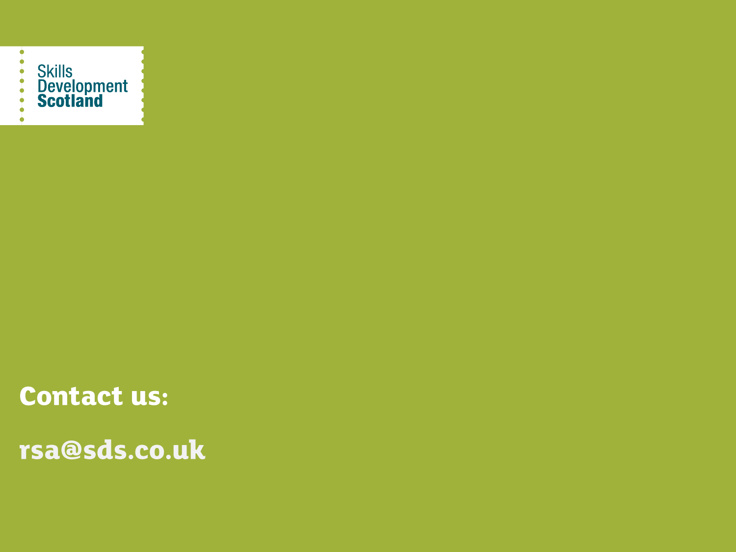Skills Development Scotland

**Contact us:**

**rsa@sds.co.uk**